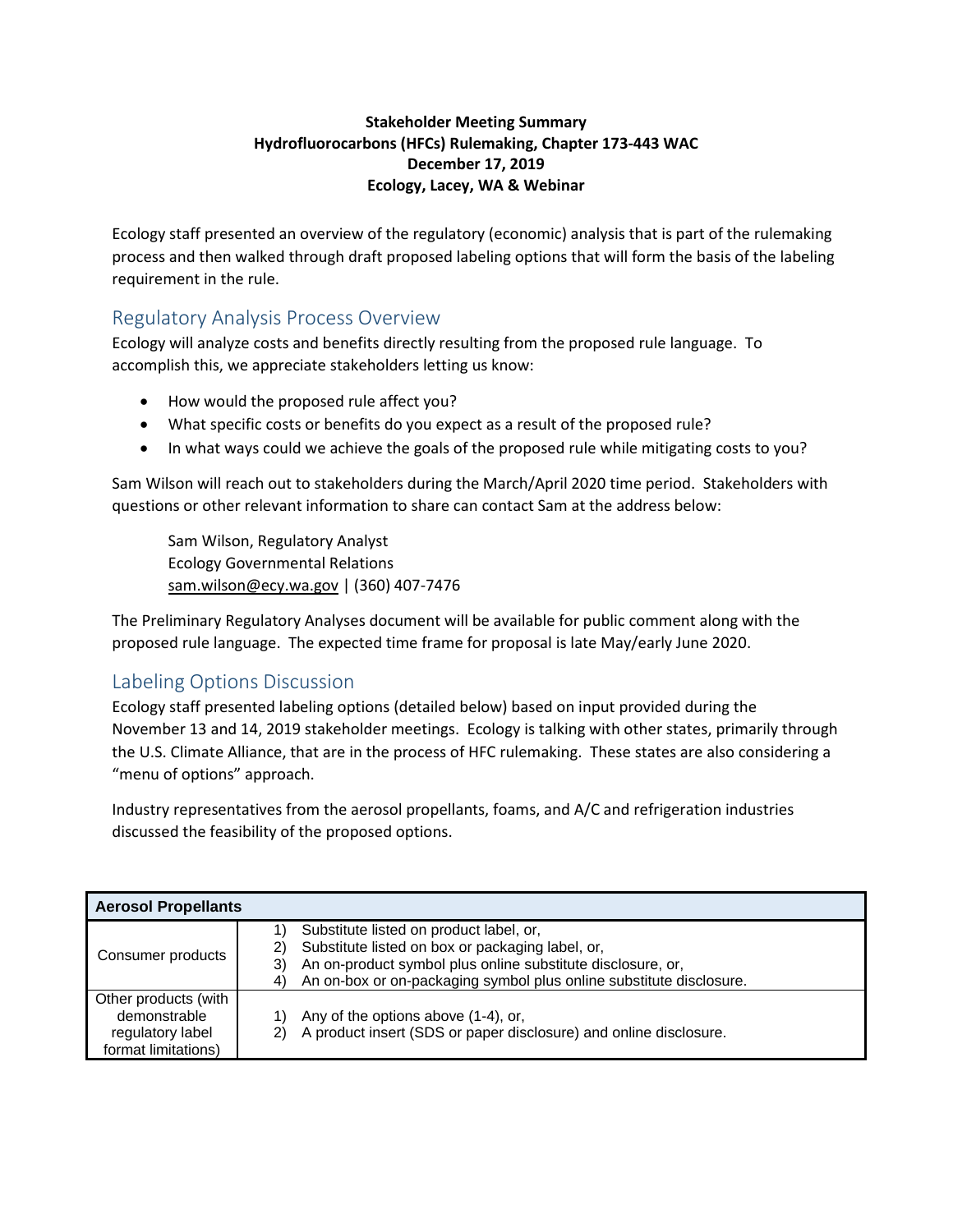**Stakeholder Meeting Summary**
**Hydrofluorocarbons (HFCs) Rulemaking, Chapter 173-443 WAC**
**December 17, 2019**
**Ecology, Lacey, WA & Webinar**

Ecology staff presented an overview of the regulatory (economic) analysis that is part of the rulemaking process and then walked through draft proposed labeling options that will form the basis of the labeling requirement in the rule.

## Regulatory Analysis Process Overview

Ecology will analyze costs and benefits directly resulting from the proposed rule language. To accomplish this, we appreciate stakeholders letting us know:

- How would the proposed rule affect you?
- What specific costs or benefits do you expect as a result of the proposed rule?
- In what ways could we achieve the goals of the proposed rule while mitigating costs to you?

Sam Wilson will reach out to stakeholders during the March/April 2020 time period. Stakeholders with questions or other relevant information to share can contact Sam at the address below:

Sam Wilson, Regulatory Analyst
Ecology Governmental Relations
sam.wilson@ecy.wa.gov | (360) 407-7476

The Preliminary Regulatory Analyses document will be available for public comment along with the proposed rule language. The expected time frame for proposal is late May/early June 2020.

## Labeling Options Discussion

Ecology staff presented labeling options (detailed below) based on input provided during the November 13 and 14, 2019 stakeholder meetings. Ecology is talking with other states, primarily through the U.S. Climate Alliance, that are in the process of HFC rulemaking. These states are also considering a "menu of options" approach.

Industry representatives from the aerosol propellants, foams, and A/C and refrigeration industries discussed the feasibility of the proposed options.

| **Aerosol Propellants** | |
|---|---|
| Consumer products | 1) Substitute listed on product label, or,<br>2) Substitute listed on box or packaging label, or,<br>3) An on-product symbol plus online substitute disclosure, or,<br>4) An on-box or on-packaging symbol plus online substitute disclosure. |
| Other products (with demonstrable regulatory label format limitations) | 1) Any of the options above (1-4), or,<br>2) A product insert (SDS or paper disclosure) and online disclosure. |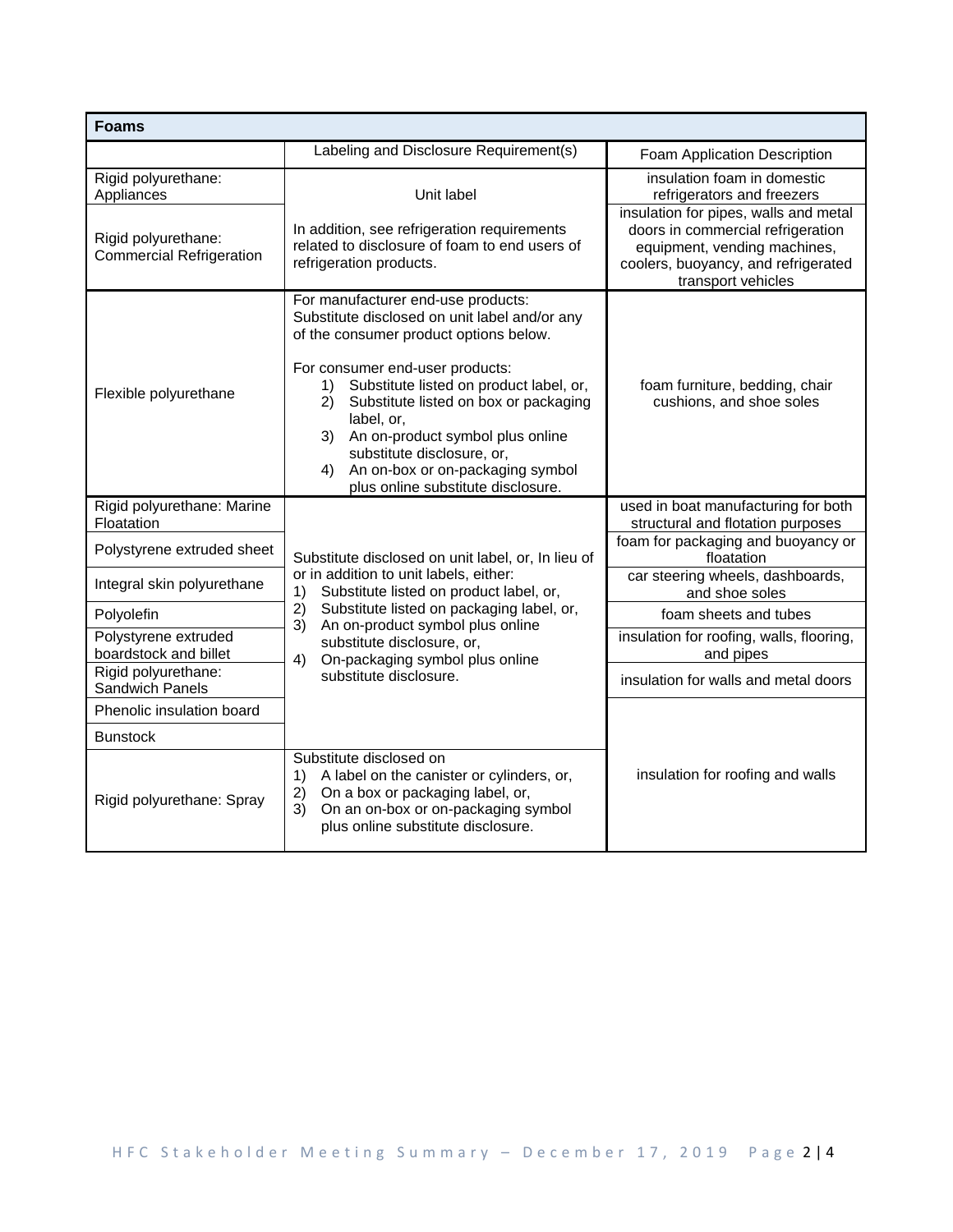| Foams | | |
|---|---|---|
| | Labeling and Disclosure Requirement(s) | Foam Application Description |
| Rigid polyurethane: Appliances | Unit label<br><br>In addition, see refrigeration requirements related to disclosure of foam to end users of refrigeration products. | insulation foam in domestic refrigerators and freezers |
| Rigid polyurethane: Commercial Refrigeration | | insulation for pipes, walls and metal doors in commercial refrigeration equipment, vending machines, coolers, buoyancy, and refrigerated transport vehicles |
| Flexible polyurethane | For manufacturer end-use products: Substitute disclosed on unit label and/or any of the consumer product options below.<br><br>For consumer end-user products:<br>1) Substitute listed on product label, or,<br>2) Substitute listed on box or packaging label, or,<br>3) An on-product symbol plus online substitute disclosure, or,<br>4) An on-box or on-packaging symbol plus online substitute disclosure. | foam furniture, bedding, chair cushions, and shoe soles |
| Rigid polyurethane: Marine Floatation | Substitute disclosed on unit label, or, In lieu of or in addition to unit labels, either:<br>1) Substitute listed on product label, or,<br>2) Substitute listed on packaging label, or,<br>3) An on-product symbol plus online substitute disclosure, or,<br>4) On-packaging symbol plus online substitute disclosure. | used in boat manufacturing for both structural and flotation purposes |
| Polystyrene extruded sheet | | foam for packaging and buoyancy or floatation |
| Integral skin polyurethane | | car steering wheels, dashboards, and shoe soles |
| Polyolefin | | foam sheets and tubes |
| Polystyrene extruded boardstock and billet | | insulation for roofing, walls, flooring, and pipes |
| Rigid polyurethane: Sandwich Panels | | insulation for walls and metal doors |
| Phenolic insulation board | | insulation for roofing and walls |
| Bunstock | | |
| Rigid polyurethane: Spray | Substitute disclosed on<br>1) A label on the canister or cylinders, or,<br>2) On a box or packaging label, or,<br>3) On an on-box or on-packaging symbol plus online substitute disclosure. | |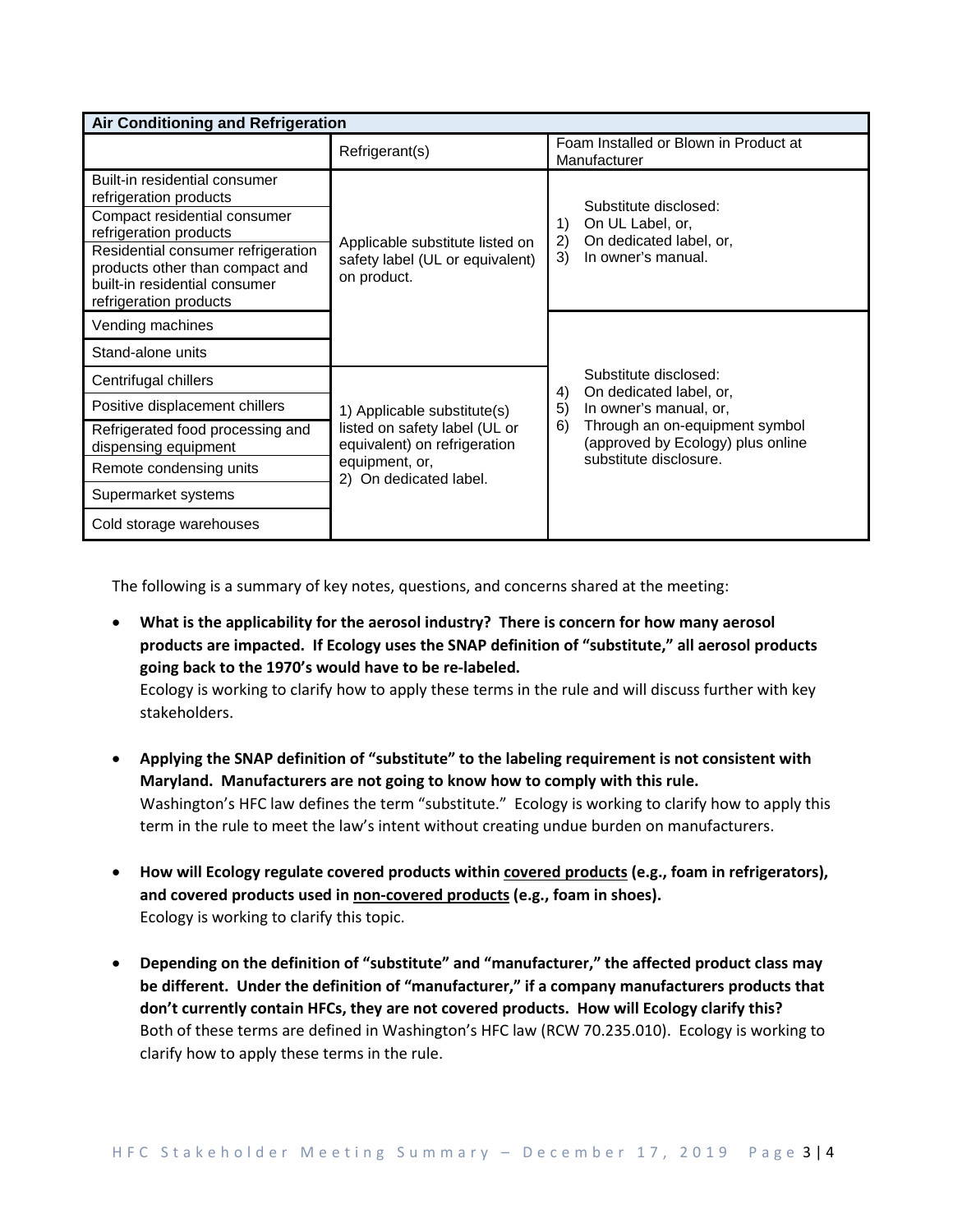| Air Conditioning and Refrigeration | | |
|---|---|---|
| | Refrigerant(s) | Foam Installed or Blown in Product at Manufacturer |
| Built-in residential consumer refrigeration products | Applicable substitute listed on safety label (UL or equivalent) on product. | Substitute disclosed: 1) On UL Label, or, 2) On dedicated label, or, 3) In owner's manual. |
| Compact residential consumer refrigeration products | | |
| Residential consumer refrigeration products other than compact and built-in residential consumer refrigeration products | | |
| Vending machines | | Substitute disclosed: 4) On dedicated label, or, 5) In owner's manual, or, 6) Through an on-equipment symbol (approved by Ecology) plus online substitute disclosure. |
| Stand-alone units | | |
| Centrifugal chillers | 1) Applicable substitute(s) listed on safety label (UL or equivalent) on refrigeration equipment, or, 2) On dedicated label. | |
| Positive displacement chillers | | |
| Refrigerated food processing and dispensing equipment | | |
| Remote condensing units | | |
| Supermarket systems | | |
| Cold storage warehouses | | |

The following is a summary of key notes, questions, and concerns shared at the meeting:

- **What is the applicability for the aerosol industry? There is concern for how many aerosol products are impacted. If Ecology uses the SNAP definition of "substitute," all aerosol products going back to the 1970's would have to be re-labeled.**
  Ecology is working to clarify how to apply these terms in the rule and will discuss further with key stakeholders.

- **Applying the SNAP definition of "substitute" to the labeling requirement is not consistent with Maryland. Manufacturers are not going to know how to comply with this rule.**
  Washington's HFC law defines the term "substitute." Ecology is working to clarify how to apply this term in the rule to meet the law's intent without creating undue burden on manufacturers.

- **How will Ecology regulate covered products within <u>covered products</u> (e.g., foam in refrigerators), and covered products used in <u>non-covered products</u> (e.g., foam in shoes).**
  Ecology is working to clarify this topic.

- **Depending on the definition of "substitute" and "manufacturer," the affected product class may be different. Under the definition of "manufacturer," if a company manufacturers products that don't currently contain HFCs, they are not covered products. How will Ecology clarify this?**
  Both of these terms are defined in Washington's HFC law (RCW 70.235.010). Ecology is working to clarify how to apply these terms in the rule.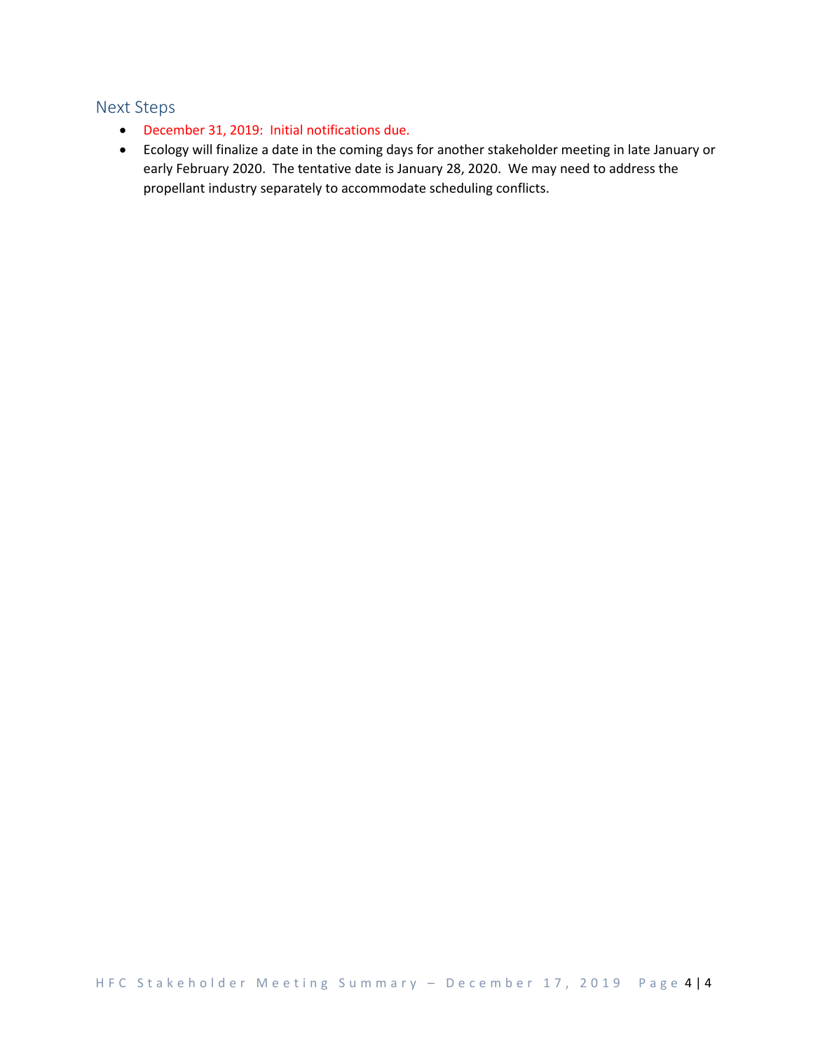## Next Steps

- December 31, 2019: Initial notifications due.
- Ecology will finalize a date in the coming days for another stakeholder meeting in late January or early February 2020. The tentative date is January 28, 2020. We may need to address the propellant industry separately to accommodate scheduling conflicts.